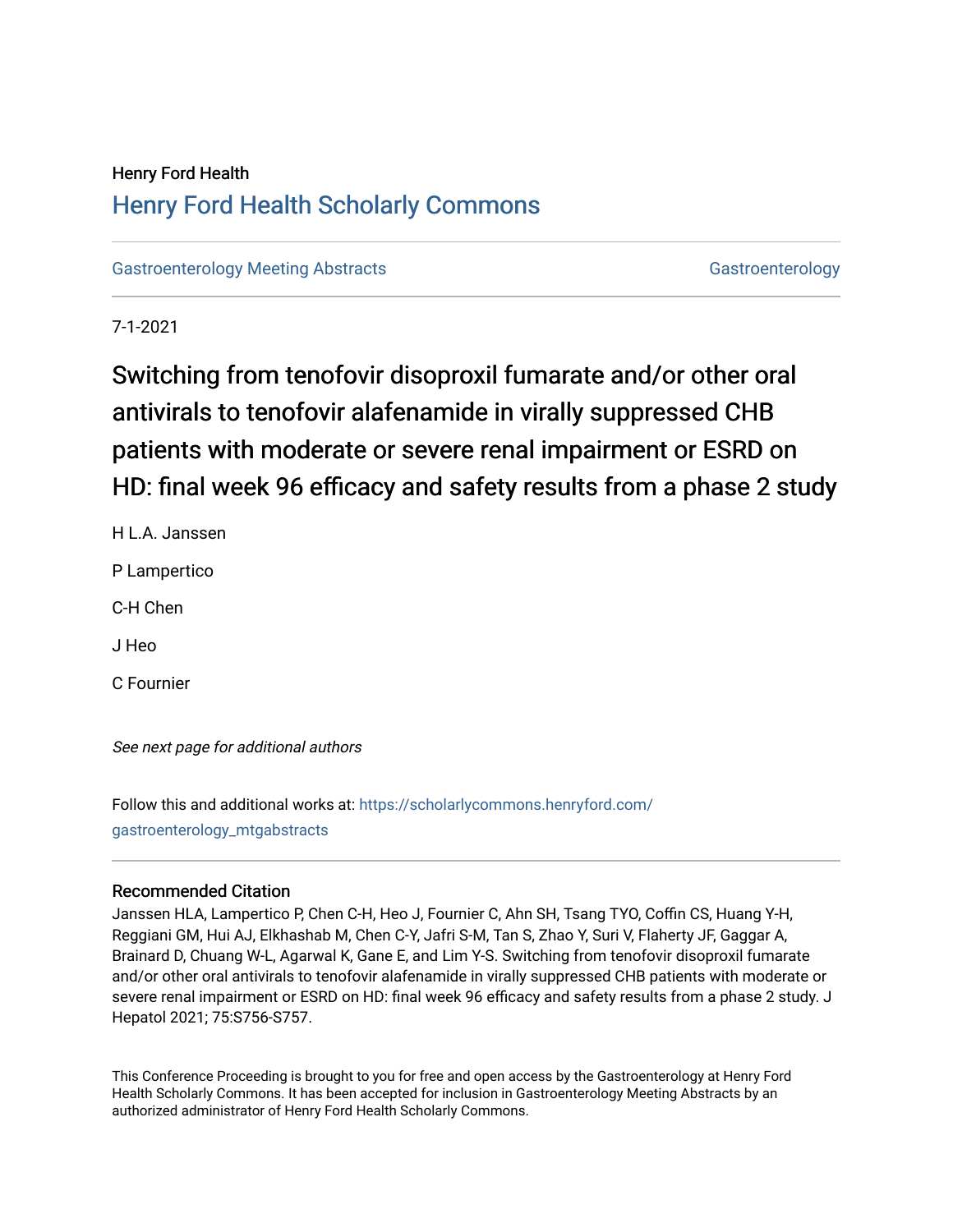Henry Ford Health

# Henry Ford Health Scholarly Commons

Gastroenterology Meeting Abstracts | Gastroenterology

7-1-2021

# Switching from tenofovir disoproxil fumarate and/or other oral antivirals to tenofovir alafenamide in virally suppressed CHB patients with moderate or severe renal impairment or ESRD on HD: final week 96 efficacy and safety results from a phase 2 study

H L.A. Janssen

P Lampertico

C-H Chen

J Heo

C Fournier

*See next page for additional authors*

Follow this and additional works at: https://scholarlycommons.henryford.com/gastroenterology_mtgabstracts

### Recommended Citation

Janssen HLA, Lampertico P, Chen C-H, Heo J, Fournier C, Ahn SH, Tsang TYO, Coffin CS, Huang Y-H, Reggiani GM, Hui AJ, Elkhashab M, Chen C-Y, Jafri S-M, Tan S, Zhao Y, Suri V, Flaherty JF, Gaggar A, Brainard D, Chuang W-L, Agarwal K, Gane E, and Lim Y-S. Switching from tenofovir disoproxil fumarate and/or other oral antivirals to tenofovir alafenamide in virally suppressed CHB patients with moderate or severe renal impairment or ESRD on HD: final week 96 efficacy and safety results from a phase 2 study. J Hepatol 2021; 75:S756-S757.

This Conference Proceeding is brought to you for free and open access by the Gastroenterology at Henry Ford Health Scholarly Commons. It has been accepted for inclusion in Gastroenterology Meeting Abstracts by an authorized administrator of Henry Ford Health Scholarly Commons.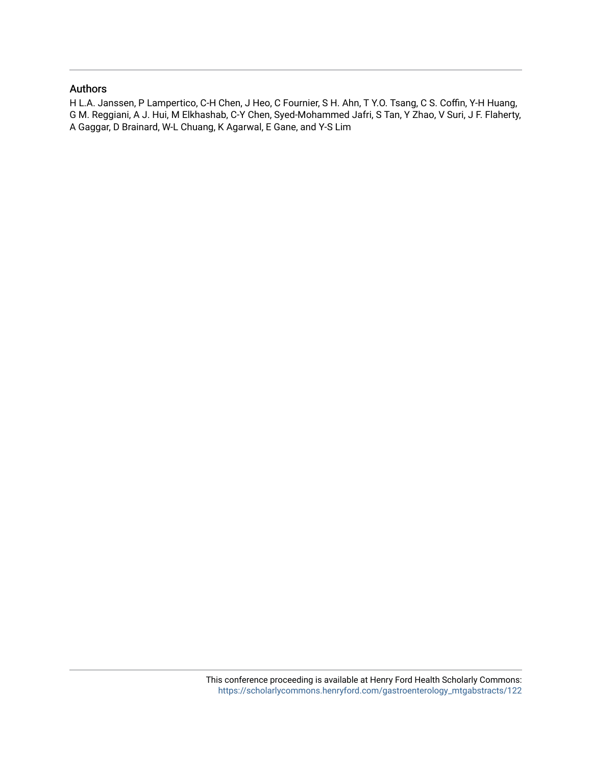### Authors

H L.A. Janssen, P Lampertico, C-H Chen, J Heo, C Fournier, S H. Ahn, T Y.O. Tsang, C S. Coffin, Y-H Huang, G M. Reggiani, A J. Hui, M Elkhashab, C-Y Chen, Syed-Mohammed Jafri, S Tan, Y Zhao, V Suri, J F. Flaherty, A Gaggar, D Brainard, W-L Chuang, K Agarwal, E Gane, and Y-S Lim

This conference proceeding is available at Henry Ford Health Scholarly Commons: https://scholarlycommons.henryford.com/gastroenterology_mtgabstracts/122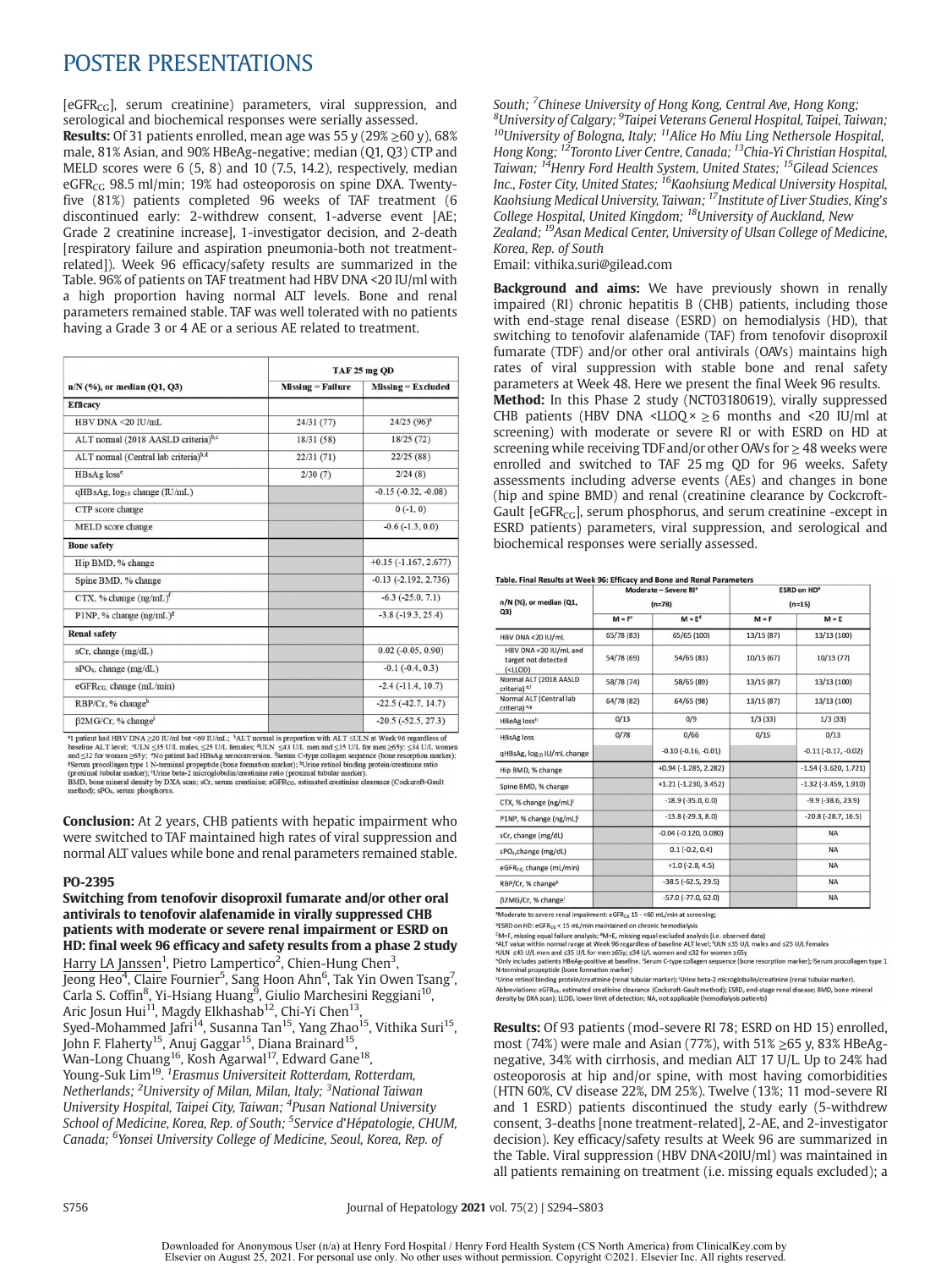[eGFR$_{CG}$], serum creatinine) parameters, viral suppression, and serological and biochemical responses were serially assessed.

**Results:** Of 31 patients enrolled, mean age was 55 y (29% ≥60 y), 68% male, 81% Asian, and 90% HBeAg-negative; median (Q1, Q3) CTP and MELD scores were 6 (5, 8) and 10 (7.5, 14.2), respectively, median eGFR$_{CG}$ 98.5 ml/min; 19% had osteoporosis on spine DXA. Twenty-five (81%) patients completed 96 weeks of TAF treatment (6 discontinued early: 2-withdrew consent, 1-adverse event [AE; Grade 2 creatinine increase], 1-investigator decision, and 2-death [respiratory failure and aspiration pneumonia-both not treatment-related]). Week 96 efficacy/safety results are summarized in the Table. 96% of patients on TAF treatment had HBV DNA <20 IU/ml with a high proportion having normal ALT levels. Bone and renal parameters remained stable. TAF was well tolerated with no patients having a Grade 3 or 4 AE or a serious AE related to treatment.

| n/N (%), or median (Q1, Q3) | TAF 25 mg QD | |
|---|---|---|
| | Missing = Failure | Missing = Excluded |
| **Efficacy** | | |
| HBV DNA <20 IU/mL | 24/31 (77) | 24/25 (96)[a] |
| ALT normal (2018 AASLD criteria)[b,c] | 18/31 (58) | 18/25 (72) |
| ALT normal (Central lab criteria)[b,d] | 22/31 (71) | 22/25 (88) |
| HBsAg loss[e] | 2/30 (7) | 2/24 (8) |
| qHBsAg, $\log_{10}$ change (IU/mL) | | -0.15 (-0.32, -0.08) |
| CTP score change | | 0 (-1, 0) |
| MELD score change | | -0.6 (-1.3, 0.0) |
| **Bone safety** | | |
| Hip BMD, % change | | +0.15 (-1.167, 2.677) |
| Spine BMD, % change | | -0.13 (-2.192, 2.736) |
| CTX, % change (ng/mL)[f] | | -6.3 (-25.0, 7.1) |
| P1NP, % change (ng/mL)[g] | | -3.8 (-19.3, 25.4) |
| **Renal safety** | | |
| sCr, change (mg/dL) | | 0.02 (-0.05, 0.90) |
| $sPO_4$, change (mg/dL) | | -0.1 (-0.4, 0.3) |
| eGFR$_{CG}$, change (mL/min) | | -2.4 (-11.4, 10.7) |
| RBP/Cr, % change[h] | | -22.5 (-42.7, 14.7) |
| β2MG/Cr, % change[i] | | -20.5 (-52.5, 27.3) |

[a]1 patient had HBV DNA ≥20 IU/ml but <69 IU/mL; [b]ALT normal is proportion with ALT ≤ULN at Week 96 regardless of baseline ALT level; [c]ULN ≤35 U/L males, ≤25 U/L females; [d]ULN ≤43 U/L men and ≤35 U/L for men ≥65y; ≤34 U/L women and ≤32 for women ≥65y; [e]No patient had HBsAg seroconversion. [f]Serum C-type collagen sequence (bone resorption marker); [g]Serum procollagen type 1 N-terminal propeptide (bone formation marker); [h]Urine retinol binding protein/creatinine ratio (proximal tubular marker); [i]Urine beta-2 microglobulin/creatinine ratio (proximal tubular marker).
BMD, bone mineral density by DXA scan; sCr, serum creatinine; eGFR$_{CG}$, estimated creatinine clearance (Cockcroft-Gault method); $sPO_4$, serum phosphorus.

**Conclusion:** At 2 years, CHB patients with hepatic impairment who were switched to TAF maintained high rates of viral suppression and normal ALT values while bone and renal parameters remained stable.

## PO-2395

### Switching from tenofovir disoproxil fumarate and/or other oral antivirals to tenofovir alafenamide in virally suppressed CHB patients with moderate or severe renal impairment or ESRD on HD: final week 96 efficacy and safety results from a phase 2 study

Harry LA Janssen[1], Pietro Lampertico[2], Chien-Hung Chen[3], Jeong Heo[4], Claire Fournier[5], Sang Hoon Ahn[6], Tak Yin Owen Tsang[7], Carla S. Coffin[8], Yi-Hsiang Huang[9], Giulio Marchesini Reggiani[10], Aric Josun Hui[11], Magdy Elkhashab[12], Chi-Yi Chen[13], Syed-Mohammed Jafri[14], Susanna Tan[15], Yang Zhao[15], Vithika Suri[15], John F. Flaherty[15], Anuj Gaggar[15], Diana Brainard[15], Wan-Long Chuang[16], Kosh Agarwal[17], Edward Gane[18], Young-Suk Lim[19]. *[1]Erasmus Universiteit Rotterdam, Rotterdam, Netherlands; [2]University of Milan, Milan, Italy; [3]National Taiwan University Hospital, Taipei City, Taiwan; [4]Pusan National University School of Medicine, Korea, Rep. of South; [5]Service d'Hépatologie, CHUM, Canada; [6]Yonsei University College of Medicine, Seoul, Korea, Rep. of South; [7]Chinese University of Hong Kong, Central Ave, Hong Kong; [8]University of Calgary; [9]Taipei Veterans General Hospital, Taipei, Taiwan; [10]University of Bologna, Italy; [11]Alice Ho Miu Ling Nethersole Hospital, Hong Kong; [12]Toronto Liver Centre, Canada; [13]Chia-Yi Christian Hospital, Taiwan; [14]Henry Ford Health System, United States; [15]Gilead Sciences Inc., Foster City, United States; [16]Kaohsiung Medical University Hospital, Kaohsiung Medical University, Taiwan; [17]Institute of Liver Studies, King's College Hospital, United Kingdom; [18]University of Auckland, New Zealand; [19]Asan Medical Center, University of Ulsan College of Medicine, Korea, Rep. of South*

Email: vithika.suri@gilead.com

**Background and aims:** We have previously shown in renally impaired (RI) chronic hepatitis B (CHB) patients, including those with end-stage renal disease (ESRD) on hemodialysis (HD), that switching to tenofovir alafenamide (TAF) from tenofovir disoproxil fumarate (TDF) and/or other oral antivirals (OAVs) maintains high rates of viral suppression with stable bone and renal safety parameters at Week 48. Here we present the final Week 96 results.

**Method:** In this Phase 2 study (NCT03180619), virally suppressed CHB patients (HBV DNA <LLOQ × ≥6 months and <20 IU/ml at screening) with moderate or severe RI or with ESRD on HD at screening while receiving TDF and/or other OAVs for ≥48 weeks were enrolled and switched to TAF 25 mg QD for 96 weeks. Safety assessments including adverse events (AEs) and changes in bone (hip and spine BMD) and renal (creatinine clearance by Cockcroft-Gault [eGFR$_{CG}$], serum phosphorus, and serum creatinine -except in ESRD patients) parameters, viral suppression, and serological and biochemical responses were serially assessed.

**Table. Final Results at Week 96: Efficacy and Bone and Renal Parameters**

| n/N (%), or median (Q1, Q3) | Moderate – Severe RI[a] (n=78) | | ESRD on HD[b] (n=15) | |
|---|---|---|---|---|
| | M = F[c] | M = E[d] | M = F | M = E |
| HBV DNA <20 IU/mL | 65/78 (83) | 65/65 (100) | 13/15 (87) | 13/13 (100) |
| HBV DNA <20 IU/mL and target not detected (<LLOD) | 54/78 (69) | 54/65 (83) | 10/15 (67) | 10/13 (77) |
| Normal ALT (2018 AASLD criteria)[e,f] | 58/78 (74) | 58/65 (89) | 13/15 (87) | 13/13 (100) |
| Normal ALT (Central lab criteria)[e,g] | 64/78 (82) | 64/65 (98) | 13/15 (87) | 13/13 (100) |
| HBeAg loss[h] | 0/13 | 0/9 | 1/3 (33) | 1/3 (33) |
| HBsAg loss | 0/78 | 0/66 | 0/15 | 0/13 |
| qHBsAg, $\log_{10}$ IU/mL change | | -0.10 (-0.16, -0.01) | | -0.11 (-0.17, -0.02) |
| Hip BMD, % change | | +0.94 (-1.285, 2.282) | | -1.54 (-3.620, 1.721) |
| Spine BMD, % change | | +1.21 (-1.230, 3.452) | | -1.32 (-3.459, 1.910) |
| CTX, % change (ng/mL)[i] | | -18.9 (-35.0, 0.0) | | -9.9 (-38.6, 23.9) |
| P1NP, % change (ng/mL)[j] | | -13.8 (-29.3, 8.0) | | -20.8 (-28.7, 16.5) |
| sCr, change (mg/dL) | | -0.04 (-0.120, 0.080) | | NA |
| $sPO_4$, change (mg/dL) | | 0.1 (-0.2, 0.4) | | NA |
| eGFR$_{CG}$, change (mL/min) | | +1.0 (-2.8, 4.5) | | NA |
| RBP/Cr, % change[k] | | -38.5 (-62.5, 29.5) | | NA |
| β2MG/Cr, % change[l] | | -57.0 (-77.0, 62.0) | | NA |

[a]Moderate to severe renal impairment: eGFR$_{CG}$ 15 - <60 mL/min at screening;
[b]ESRD on HD: eGFR$_{CG}$ < 15 mL/min maintained on chronic hemodialysis
[c]M=F, missing equal failure analysis; [d]M=E, missing equal excluded analysis (i.e. observed data)
[e]ALT value within normal range at Week 96 regardless of baseline ALT level; [f]ULN ≤35 U/L males and ≤25 U/L females
[g]ULN ≤43 U/L men and ≤35 U/L for men ≥65y; ≤34 U/L women and ≤32 for women ≥65y
[h]Only includes patients HBeAg-positive at baseline. [i]Serum C-type collagen sequence (bone resorption marker); [j]Serum procollagen type 1 N-terminal propeptide (bone formation marker)
[k]Urine retinol binding protein/creatinine (renal tubular marker); [l]Urine beta-2 microglobulin/creatinine (renal tubular marker).
Abbreviations: eGFR$_{CG}$, estimated creatinine clearance (Cockcroft-Gault method); ESRD, end-stage renal disease; BMD, bone mineral density by DXA scan); LLOD, lower limit of detection; NA, not applicable (hemodialysis patients)

**Results:** Of 93 patients (mod-severe RI 78; ESRD on HD 15) enrolled, most (74%) were male and Asian (77%), with 51% ≥65 y, 83% HBeAg-negative, 34% with cirrhosis, and median ALT 17 U/L. Up to 24% had osteoporosis at hip and/or spine, with most having comorbidities (HTN 60%, CV disease 22%, DM 25%). Twelve (13%; 11 mod-severe RI and 1 ESRD) patients discontinued the study early (5-withdrew consent, 3-deaths [none treatment-related], 2-AE, and 2-investigator decision). Key efficacy/safety results at Week 96 are summarized in the Table. Viral suppression (HBV DNA<20IU/ml) was maintained in all patients remaining on treatment (i.e. missing equals excluded); a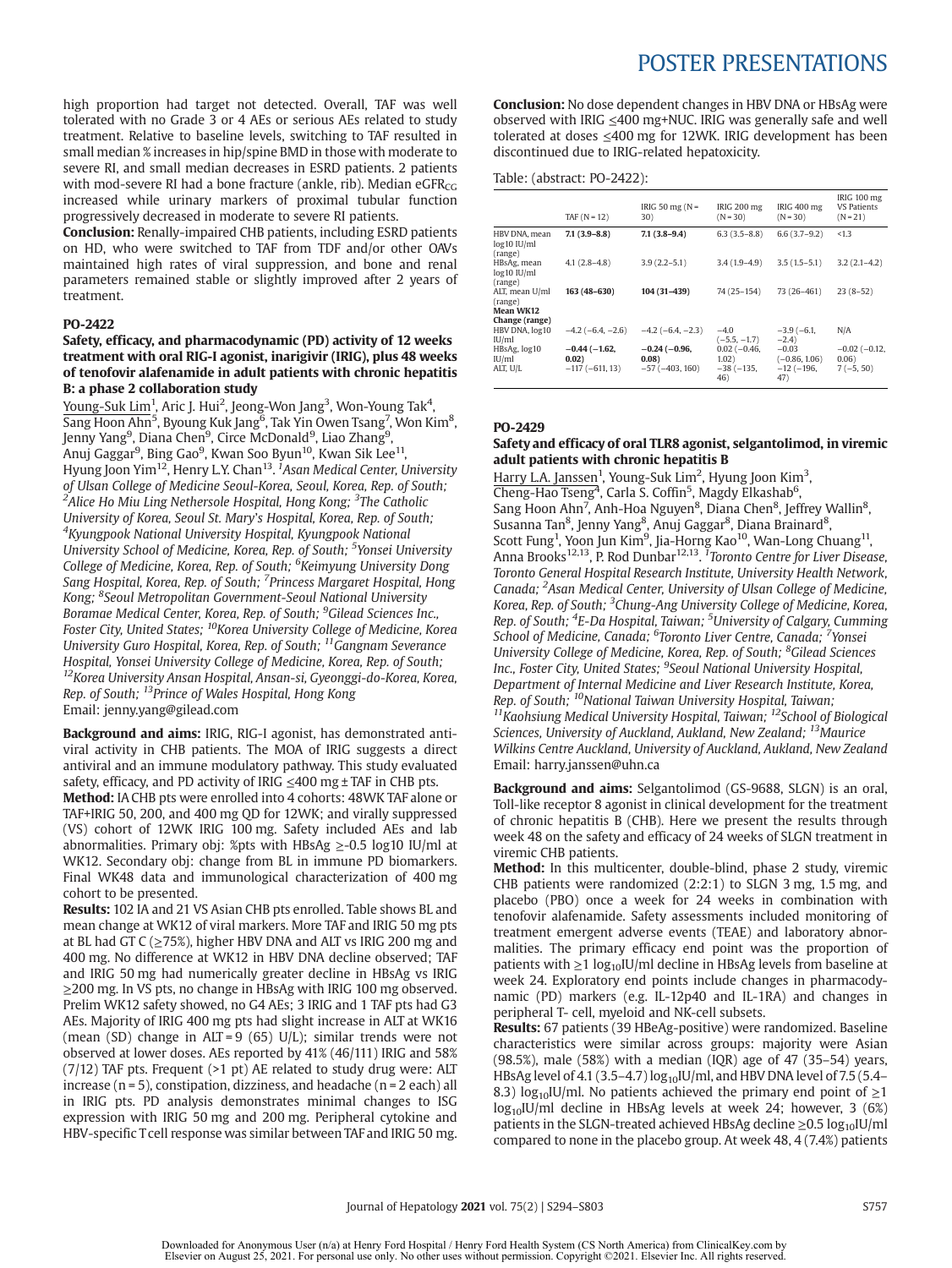high proportion had target not detected. Overall, TAF was well tolerated with no Grade 3 or 4 AEs or serious AEs related to study treatment. Relative to baseline levels, switching to TAF resulted in small median % increases in hip/spine BMD in those with moderate to severe RI, and small median decreases in ESRD patients. 2 patients with mod-severe RI had a bone fracture (ankle, rib). Median $eGFR_{CG}$ increased while urinary markers of proximal tubular function progressively decreased in moderate to severe RI patients.

**Conclusion:** Renally-impaired CHB patients, including ESRD patients on HD, who were switched to TAF from TDF and/or other OAVs maintained high rates of viral suppression, and bone and renal parameters remained stable or slightly improved after 2 years of treatment.

## PO-2422

### Safety, efficacy, and pharmacodynamic (PD) activity of 12 weeks treatment with oral RIG-I agonist, inarigivir (IRIG), plus 48 weeks of tenofovir alafenamide in adult patients with chronic hepatitis B: a phase 2 collaboration study

Young-Suk Lim[1], Aric J. Hui[2], Jeong-Won Jang[3], Won-Young Tak[4], Sang Hoon Ahn[5], Byoung Kuk Jang[6], Tak Yin Owen Tsang[7], Won Kim[8], Jenny Yang[9], Diana Chen[9], Circe McDonald[9], Liao Zhang[9], Anuj Gaggar[9], Bing Gao[9], Kwan Soo Byun[10], Kwan Sik Lee[11], Hyung Joon Yim[12], Henry L.Y. Chan[13]. *[1]Asan Medical Center, University of Ulsan College of Medicine Seoul-Korea, Seoul, Korea, Rep. of South; [2]Alice Ho Miu Ling Nethersole Hospital, Hong Kong; [3]The Catholic University of Korea, Seoul St. Mary's Hospital, Korea, Rep. of South; [4]Kyungpook National University Hospital, Kyungpook National University School of Medicine, Korea, Rep. of South; [5]Yonsei University College of Medicine, Korea, Rep. of South; [6]Keimyung University Dong Sang Hospital, Korea, Rep. of South; [7]Princess Margaret Hospital, Hong Kong; [8]Seoul Metropolitan Government-Seoul National University Boramae Medical Center, Korea, Rep. of South; [9]Gilead Sciences Inc., Foster City, United States; [10]Korea University College of Medicine, Korea University Guro Hospital, Korea, Rep. of South; [11]Gangnam Severance Hospital, Yonsei University College of Medicine, Korea, Rep. of South; [12]Korea University Ansan Hospital, Ansan-si, Gyeonggi-do-Korea, Korea, Rep. of South; [13]Prince of Wales Hospital, Hong Kong*
Email: jenny.yang@gilead.com

**Background and aims:** IRIG, RIG-I agonist, has demonstrated antiviral activity in CHB patients. The MOA of IRIG suggests a direct antiviral and an immune modulatory pathway. This study evaluated safety, efficacy, and PD activity of IRIG ≤400 mg ± TAF in CHB pts.

**Method:** IA CHB pts were enrolled into 4 cohorts: 48WK TAF alone or TAF+IRIG 50, 200, and 400 mg QD for 12WK; and virally suppressed (VS) cohort of 12WK IRIG 100 mg. Safety included AEs and lab abnormalities. Primary obj: %pts with HBsAg ≥-0.5 log10 IU/ml at WK12. Secondary obj: change from BL in immune PD biomarkers. Final WK48 data and immunological characterization of 400 mg cohort to be presented.

**Results:** 102 IA and 21 VS Asian CHB pts enrolled. Table shows BL and mean change at WK12 of viral markers. More TAF and IRIG 50 mg pts at BL had GT C (≥75%), higher HBV DNA and ALT vs IRIG 200 mg and 400 mg. No difference at WK12 in HBV DNA decline observed; TAF and IRIG 50 mg had numerically greater decline in HBsAg vs IRIG ≥200 mg. In VS pts, no change in HBsAg with IRIG 100 mg observed. Prelim WK12 safety showed, no G4 AEs; 3 IRIG and 1 TAF pts had G3 AEs. Majority of IRIG 400 mg pts had slight increase in ALT at WK16 (mean (SD) change in ALT = 9 (65) U/L); similar trends were not observed at lower doses. AEs reported by 41% (46/111) IRIG and 58% (7/12) TAF pts. Frequent (>1 pt) AE related to study drug were: ALT increase (n = 5), constipation, dizziness, and headache (n = 2 each) all in IRIG pts. PD analysis demonstrates minimal changes to ISG expression with IRIG 50 mg and 200 mg. Peripheral cytokine and HBV-specific T cell response was similar between TAF and IRIG 50 mg.

**Conclusion:** No dose dependent changes in HBV DNA or HBsAg were observed with IRIG ≤400 mg+NUC. IRIG was generally safe and well tolerated at doses ≤400 mg for 12WK. IRIG development has been discontinued due to IRIG-related hepatoxicity.

Table: (abstract: PO-2422):

| | TAF (N = 12) | IRIG 50 mg (N = 30) | IRIG 200 mg (N = 30) | IRIG 400 mg (N = 30) | IRIG 100 mg VS Patients (N = 21) |
|---|---|---|---|---|---|
| HBV DNA, mean log10 IU/ml (range) | **7.1 (3.9–8.8)** | **7.1 (3.8–9.4)** | 6.3 (3.5–8.8) | 6.6 (3.7–9.2) | <1.3 |
| HBsAg, mean log10 IU/ml (range) | 4.1 (2.8–4.8) | 3.9 (2.2–5.1) | 3.4 (1.9–4.9) | 3.5 (1.5–5.1) | 3.2 (2.1–4.2) |
| ALT, mean U/ml (range) | **163 (48–630)** | **104 (31–439)** | 74 (25–154) | 73 (26–461) | 23 (8–52) |
| **Mean WK12 Change (range)** | | | | | |
| HBV DNA, log10 IU/ml | −4.2 (−6.4, −2.6) | −4.2 (−6.4, −2.3) | −4.0 (−5.5, −1.7) | −3.9 (−6.1, −2.4) | N/A |
| HBsAg, log10 IU/ml | **−0.44 (−1.62, 0.02)** | **−0.24 (−0.96, 0.08)** | 0.02 (−0.46, 1.02) | −0.03 (−0.86, 1.06) | −0.02 (−0.12, 0.06) |
| ALT, U/L | −117 (−611, 13) | −57 (−403, 160) | −38 (−135, 46) | −12 (−196, 47) | 7 (−5, 50) |

## PO-2429

### Safety and efficacy of oral TLR8 agonist, selgantolimod, in viremic adult patients with chronic hepatitis B

Harry L.A. Janssen[1], Young-Suk Lim[2], Hyung Joon Kim[3], Cheng-Hao Tseng[4], Carla S. Coffin[5], Magdy Elkashab[6], Sang Hoon Ahn[7], Anh-Hoa Nguyen[8], Diana Chen[8], Jeffrey Wallin[8], Susanna Tan[8], Jenny Yang[8], Anuj Gaggar[8], Diana Brainard[8], Scott Fung[1], Yoon Jun Kim[9], Jia-Horng Kao[10], Wan-Long Chuang[11], Anna Brooks[12,13], P. Rod Dunbar[12,13]. *[1]Toronto Centre for Liver Disease, Toronto General Hospital Research Institute, University Health Network, Canada; [2]Asan Medical Center, University of Ulsan College of Medicine, Korea, Rep. of South; [3]Chung-Ang University College of Medicine, Korea, Rep. of South; [4]E-Da Hospital, Taiwan; [5]University of Calgary, Cumming School of Medicine, Canada; [6]Toronto Liver Centre, Canada; [7]Yonsei University College of Medicine, Korea, Rep. of South; [8]Gilead Sciences Inc., Foster City, United States; [9]Seoul National University Hospital, Department of Internal Medicine and Liver Research Institute, Korea, Rep. of South; [10]National Taiwan University Hospital, Taiwan; [11]Kaohsiung Medical University Hospital, Taiwan; [12]School of Biological Sciences, University of Auckland, Aukland, New Zealand; [13]Maurice Wilkins Centre Auckland, University of Auckland, Aukland, New Zealand*
Email: harry.janssen@uhn.ca

**Background and aims:** Selgantolimod (GS-9688, SLGN) is an oral, Toll-like receptor 8 agonist in clinical development for the treatment of chronic hepatitis B (CHB). Here we present the results through week 48 on the safety and efficacy of 24 weeks of SLGN treatment in viremic CHB patients.

**Method:** In this multicenter, double-blind, phase 2 study, viremic CHB patients were randomized (2:2:1) to SLGN 3 mg, 1.5 mg, and placebo (PBO) once a week for 24 weeks in combination with tenofovir alafenamide. Safety assessments included monitoring of treatment emergent adverse events (TEAE) and laboratory abnormalities. The primary efficacy end point was the proportion of patients with ≥1 $\log_{10}$IU/ml decline in HBsAg levels from baseline at week 24. Exploratory end points include changes in pharmacodynamic (PD) markers (e.g. IL-12p40 and IL-1RA) and changes in peripheral T- cell, myeloid and NK-cell subsets.

**Results:** 67 patients (39 HBeAg-positive) were randomized. Baseline characteristics were similar across groups: majority were Asian (98.5%), male (58%) with a median (IQR) age of 47 (35–54) years, HBsAg level of 4.1 (3.5–4.7) $\log_{10}$IU/ml, and HBV DNA level of 7.5 (5.4–8.3) $\log_{10}$IU/ml. No patients achieved the primary end point of ≥1 $\log_{10}$IU/ml decline in HBsAg levels at week 24; however, 3 (6%) patients in the SLGN-treated achieved HBsAg decline ≥0.5 $\log_{10}$IU/ml compared to none in the placebo group. At week 48, 4 (7.4%) patients